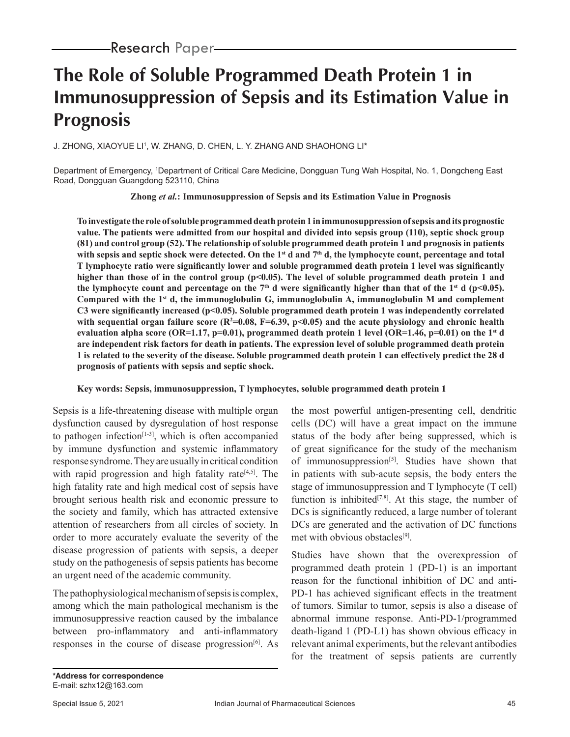Research Paper

# The Role of Soluble Programmed Death Protein 1 in Immunosuppression of Sepsis and its Estimation Value in Prognosis

J. ZHONG, XIAOYUE LI[1], W. ZHANG, D. CHEN, L. Y. ZHANG AND SHAOHONG LI*

Department of Emergency, [1]Department of Critical Care Medicine, Dongguan Tung Wah Hospital, No. 1, Dongcheng East Road, Dongguan Guangdong 523110, China

**Zhong *et al.*: Immunosuppression of Sepsis and its Estimation Value in Prognosis**

**To investigate the role of soluble programmed death protein 1 in immunosuppression of sepsis and its prognostic value. The patients were admitted from our hospital and divided into sepsis group (110), septic shock group (81) and control group (52). The relationship of soluble programmed death protein 1 and prognosis in patients with sepsis and septic shock were detected. On the 1st d and 7th d, the lymphocyte count, percentage and total T lymphocyte ratio were significantly lower and soluble programmed death protein 1 level was significantly higher than those of in the control group ($p<0.05$). The level of soluble programmed death protein 1 and the lymphocyte count and percentage on the 7th d were significantly higher than that of the 1st d ($p<0.05$). Compared with the 1st d, the immunoglobulin G, immunoglobulin A, immunoglobulin M and complement C3 were significantly increased ($p<0.05$). Soluble programmed death protein 1 was independently correlated with sequential organ failure score ($R^2=0.08$, $F=6.39$, $p<0.05$) and the acute physiology and chronic health evaluation alpha score (OR=1.17, $p=0.01$), programmed death protein 1 level (OR=1.46, $p=0.01$) on the 1st d are independent risk factors for death in patients. The expression level of soluble programmed death protein 1 is related to the severity of the disease. Soluble programmed death protein 1 can effectively predict the 28 d prognosis of patients with sepsis and septic shock.**

**Key words: Sepsis, immunosuppression, T lymphocytes, soluble programmed death protein 1**

Sepsis is a life-threatening disease with multiple organ dysfunction caused by dysregulation of host response to pathogen infection[1-3], which is often accompanied by immune dysfunction and systemic inflammatory response syndrome. They are usually in critical condition with rapid progression and high fatality rate[4,5]. The high fatality rate and high medical cost of sepsis have brought serious health risk and economic pressure to the society and family, which has attracted extensive attention of researchers from all circles of society. In order to more accurately evaluate the severity of the disease progression of patients with sepsis, a deeper study on the pathogenesis of sepsis patients has become an urgent need of the academic community.

The pathophysiological mechanism of sepsis is complex, among which the main pathological mechanism is the immunosuppressive reaction caused by the imbalance between pro-inflammatory and anti-inflammatory responses in the course of disease progression[6]. As the most powerful antigen-presenting cell, dendritic cells (DC) will have a great impact on the immune status of the body after being suppressed, which is of great significance for the study of the mechanism of immunosuppression[5]. Studies have shown that in patients with sub-acute sepsis, the body enters the stage of immunosuppression and T lymphocyte (T cell) function is inhibited[7,8]. At this stage, the number of DCs is significantly reduced, a large number of tolerant DCs are generated and the activation of DC functions met with obvious obstacles[9].

Studies have shown that the overexpression of programmed death protein 1 (PD-1) is an important reason for the functional inhibition of DC and anti-PD-1 has achieved significant effects in the treatment of tumors. Similar to tumor, sepsis is also a disease of abnormal immune response. Anti-PD-1/programmed death-ligand 1 (PD-L1) has shown obvious efficacy in relevant animal experiments, but the relevant antibodies for the treatment of sepsis patients are currently

**\*Address for correspondence**
E-mail: szhx12@163.com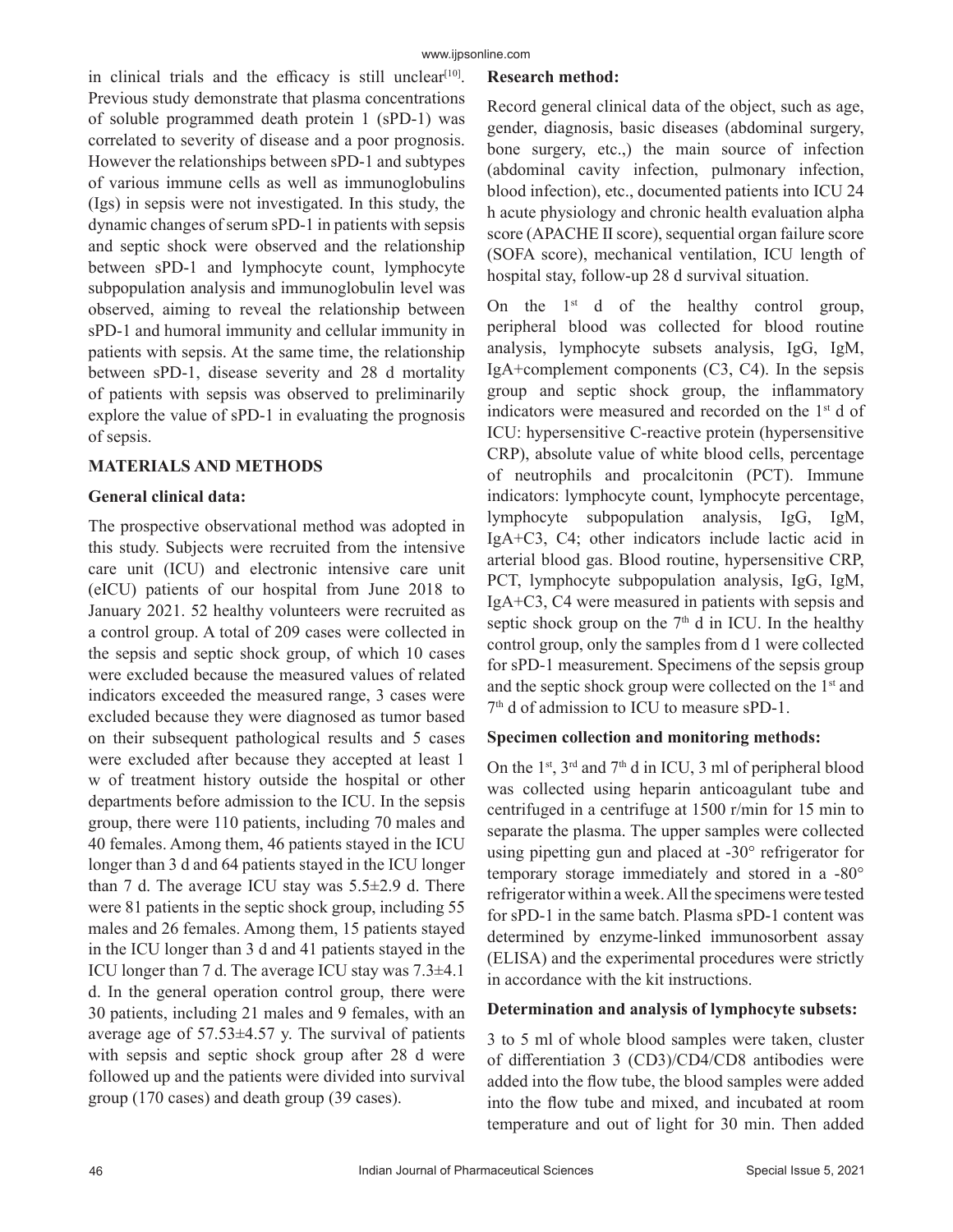in clinical trials and the efficacy is still unclear[10]. Previous study demonstrate that plasma concentrations of soluble programmed death protein 1 (sPD-1) was correlated to severity of disease and a poor prognosis. However the relationships between sPD-1 and subtypes of various immune cells as well as immunoglobulins (Igs) in sepsis were not investigated. In this study, the dynamic changes of serum sPD-1 in patients with sepsis and septic shock were observed and the relationship between sPD-1 and lymphocyte count, lymphocyte subpopulation analysis and immunoglobulin level was observed, aiming to reveal the relationship between sPD-1 and humoral immunity and cellular immunity in patients with sepsis. At the same time, the relationship between sPD-1, disease severity and 28 d mortality of patients with sepsis was observed to preliminarily explore the value of sPD-1 in evaluating the prognosis of sepsis.

## MATERIALS AND METHODS

### General clinical data:

The prospective observational method was adopted in this study. Subjects were recruited from the intensive care unit (ICU) and electronic intensive care unit (eICU) patients of our hospital from June 2018 to January 2021. 52 healthy volunteers were recruited as a control group. A total of 209 cases were collected in the sepsis and septic shock group, of which 10 cases were excluded because the measured values of related indicators exceeded the measured range, 3 cases were excluded because they were diagnosed as tumor based on their subsequent pathological results and 5 cases were excluded after because they accepted at least 1 w of treatment history outside the hospital or other departments before admission to the ICU. In the sepsis group, there were 110 patients, including 70 males and 40 females. Among them, 46 patients stayed in the ICU longer than 3 d and 64 patients stayed in the ICU longer than 7 d. The average ICU stay was 5.5±2.9 d. There were 81 patients in the septic shock group, including 55 males and 26 females. Among them, 15 patients stayed in the ICU longer than 3 d and 41 patients stayed in the ICU longer than 7 d. The average ICU stay was 7.3±4.1 d. In the general operation control group, there were 30 patients, including 21 males and 9 females, with an average age of 57.53±4.57 y. The survival of patients with sepsis and septic shock group after 28 d were followed up and the patients were divided into survival group (170 cases) and death group (39 cases).

### Research method:

Record general clinical data of the object, such as age, gender, diagnosis, basic diseases (abdominal surgery, bone surgery, etc.,) the main source of infection (abdominal cavity infection, pulmonary infection, blood infection), etc., documented patients into ICU 24 h acute physiology and chronic health evaluation alpha score (APACHE II score), sequential organ failure score (SOFA score), mechanical ventilation, ICU length of hospital stay, follow-up 28 d survival situation.

On the 1st d of the healthy control group, peripheral blood was collected for blood routine analysis, lymphocyte subsets analysis, IgG, IgM, IgA+complement components (C3, C4). In the sepsis group and septic shock group, the inflammatory indicators were measured and recorded on the 1st d of ICU: hypersensitive C-reactive protein (hypersensitive CRP), absolute value of white blood cells, percentage of neutrophils and procalcitonin (PCT). Immune indicators: lymphocyte count, lymphocyte percentage, lymphocyte subpopulation analysis, IgG, IgM, IgA+C3, C4; other indicators include lactic acid in arterial blood gas. Blood routine, hypersensitive CRP, PCT, lymphocyte subpopulation analysis, IgG, IgM, IgA+C3, C4 were measured in patients with sepsis and septic shock group on the 7th d in ICU. In the healthy control group, only the samples from d 1 were collected for sPD-1 measurement. Specimens of the sepsis group and the septic shock group were collected on the 1st and 7th d of admission to ICU to measure sPD-1.

### Specimen collection and monitoring methods:

On the 1st, 3rd and 7th d in ICU, 3 ml of peripheral blood was collected using heparin anticoagulant tube and centrifuged in a centrifuge at 1500 r/min for 15 min to separate the plasma. The upper samples were collected using pipetting gun and placed at -30° refrigerator for temporary storage immediately and stored in a -80° refrigerator within a week. All the specimens were tested for sPD-1 in the same batch. Plasma sPD-1 content was determined by enzyme-linked immunosorbent assay (ELISA) and the experimental procedures were strictly in accordance with the kit instructions.

### Determination and analysis of lymphocyte subsets:

3 to 5 ml of whole blood samples were taken, cluster of differentiation 3 (CD3)/CD4/CD8 antibodies were added into the flow tube, the blood samples were added into the flow tube and mixed, and incubated at room temperature and out of light for 30 min. Then added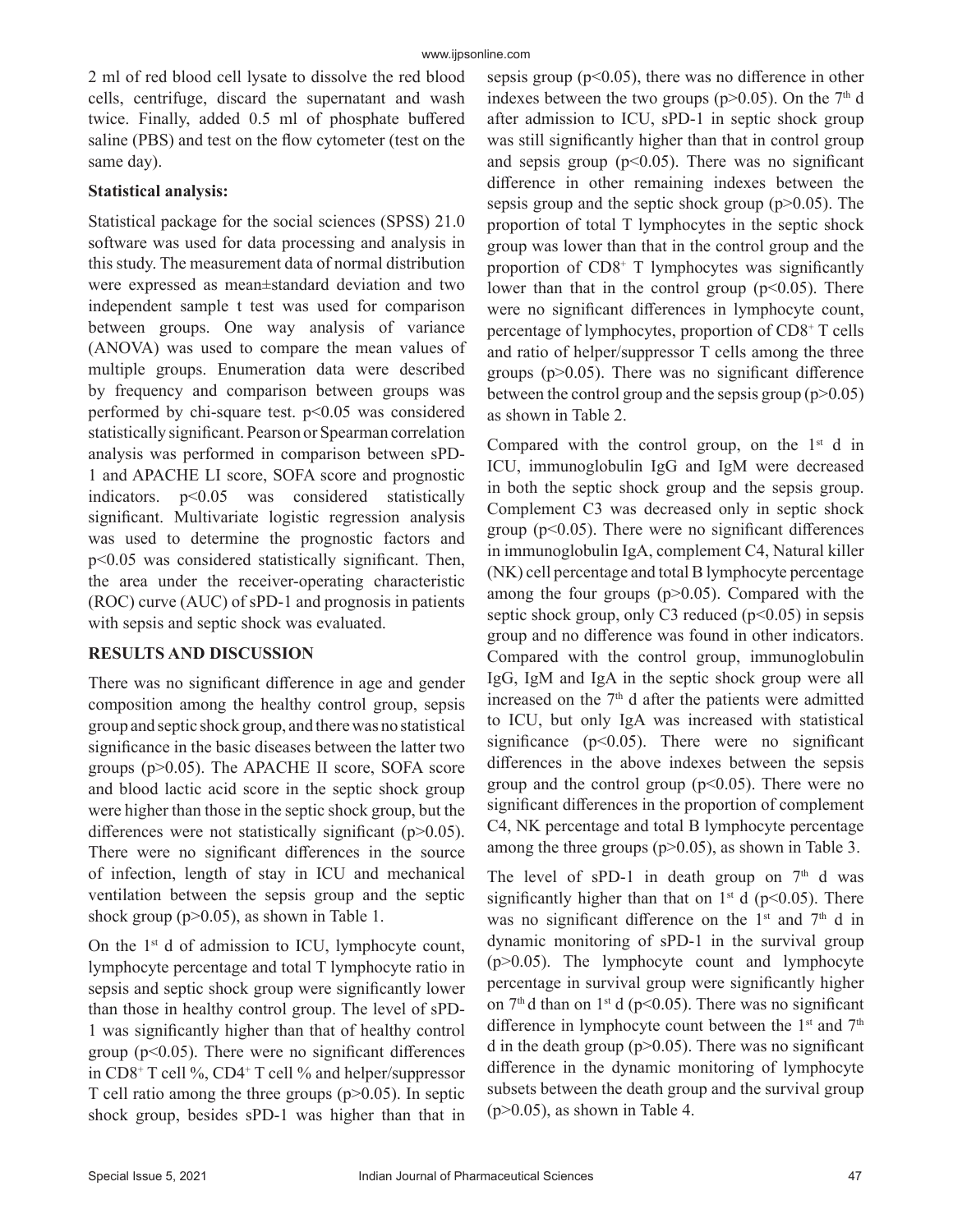2 ml of red blood cell lysate to dissolve the red blood cells, centrifuge, discard the supernatant and wash twice. Finally, added 0.5 ml of phosphate buffered saline (PBS) and test on the flow cytometer (test on the same day).

### Statistical analysis:

Statistical package for the social sciences (SPSS) 21.0 software was used for data processing and analysis in this study. The measurement data of normal distribution were expressed as mean±standard deviation and two independent sample t test was used for comparison between groups. One way analysis of variance (ANOVA) was used to compare the mean values of multiple groups. Enumeration data were described by frequency and comparison between groups was performed by chi-square test. $p<0.05$ was considered statistically significant. Pearson or Spearman correlation analysis was performed in comparison between sPD-1 and APACHE LI score, SOFA score and prognostic indicators. $p<0.05$ was considered statistically significant. Multivariate logistic regression analysis was used to determine the prognostic factors and $p<0.05$ was considered statistically significant. Then, the area under the receiver-operating characteristic (ROC) curve (AUC) of sPD-1 and prognosis in patients with sepsis and septic shock was evaluated.

## RESULTS AND DISCUSSION

There was no significant difference in age and gender composition among the healthy control group, sepsis group and septic shock group, and there was no statistical significance in the basic diseases between the latter two groups ($p>0.05$). The APACHE II score, SOFA score and blood lactic acid score in the septic shock group were higher than those in the septic shock group, but the differences were not statistically significant ($p>0.05$). There were no significant differences in the source of infection, length of stay in ICU and mechanical ventilation between the sepsis group and the septic shock group ($p>0.05$), as shown in Table 1.

On the 1st d of admission to ICU, lymphocyte count, lymphocyte percentage and total T lymphocyte ratio in sepsis and septic shock group were significantly lower than those in healthy control group. The level of sPD-1 was significantly higher than that of healthy control group ($p<0.05$). There were no significant differences in $CD8^+$ T cell %, $CD4^+$ T cell % and helper/suppressor T cell ratio among the three groups ($p>0.05$). In septic shock group, besides sPD-1 was higher than that in sepsis group ($p<0.05$), there was no difference in other indexes between the two groups ($p>0.05$). On the 7th d after admission to ICU, sPD-1 in septic shock group was still significantly higher than that in control group and sepsis group ($p<0.05$). There was no significant difference in other remaining indexes between the sepsis group and the septic shock group ($p>0.05$). The proportion of total T lymphocytes in the septic shock group was lower than that in the control group and the proportion of $CD8^+$ T lymphocytes was significantly lower than that in the control group ($p<0.05$). There were no significant differences in lymphocyte count, percentage of lymphocytes, proportion of $CD8^+$ T cells and ratio of helper/suppressor T cells among the three groups ($p>0.05$). There was no significant difference between the control group and the sepsis group ($p>0.05$) as shown in Table 2.

Compared with the control group, on the 1st d in ICU, immunoglobulin IgG and IgM were decreased in both the septic shock group and the sepsis group. Complement C3 was decreased only in septic shock group ($p<0.05$). There were no significant differences in immunoglobulin IgA, complement C4, Natural killer (NK) cell percentage and total B lymphocyte percentage among the four groups ($p>0.05$). Compared with the septic shock group, only C3 reduced ($p<0.05$) in sepsis group and no difference was found in other indicators. Compared with the control group, immunoglobulin IgG, IgM and IgA in the septic shock group were all increased on the 7th d after the patients were admitted to ICU, but only IgA was increased with statistical significance ($p<0.05$). There were no significant differences in the above indexes between the sepsis group and the control group ($p<0.05$). There were no significant differences in the proportion of complement C4, NK percentage and total B lymphocyte percentage among the three groups ($p>0.05$), as shown in Table 3.

The level of sPD-1 in death group on 7th d was significantly higher than that on 1st d ($p<0.05$). There was no significant difference on the 1st and 7th d in dynamic monitoring of sPD-1 in the survival group ($p>0.05$). The lymphocyte count and lymphocyte percentage in survival group were significantly higher on 7th d than on 1st d ($p<0.05$). There was no significant difference in lymphocyte count between the 1st and 7th d in the death group ($p>0.05$). There was no significant difference in the dynamic monitoring of lymphocyte subsets between the death group and the survival group ($p>0.05$), as shown in Table 4.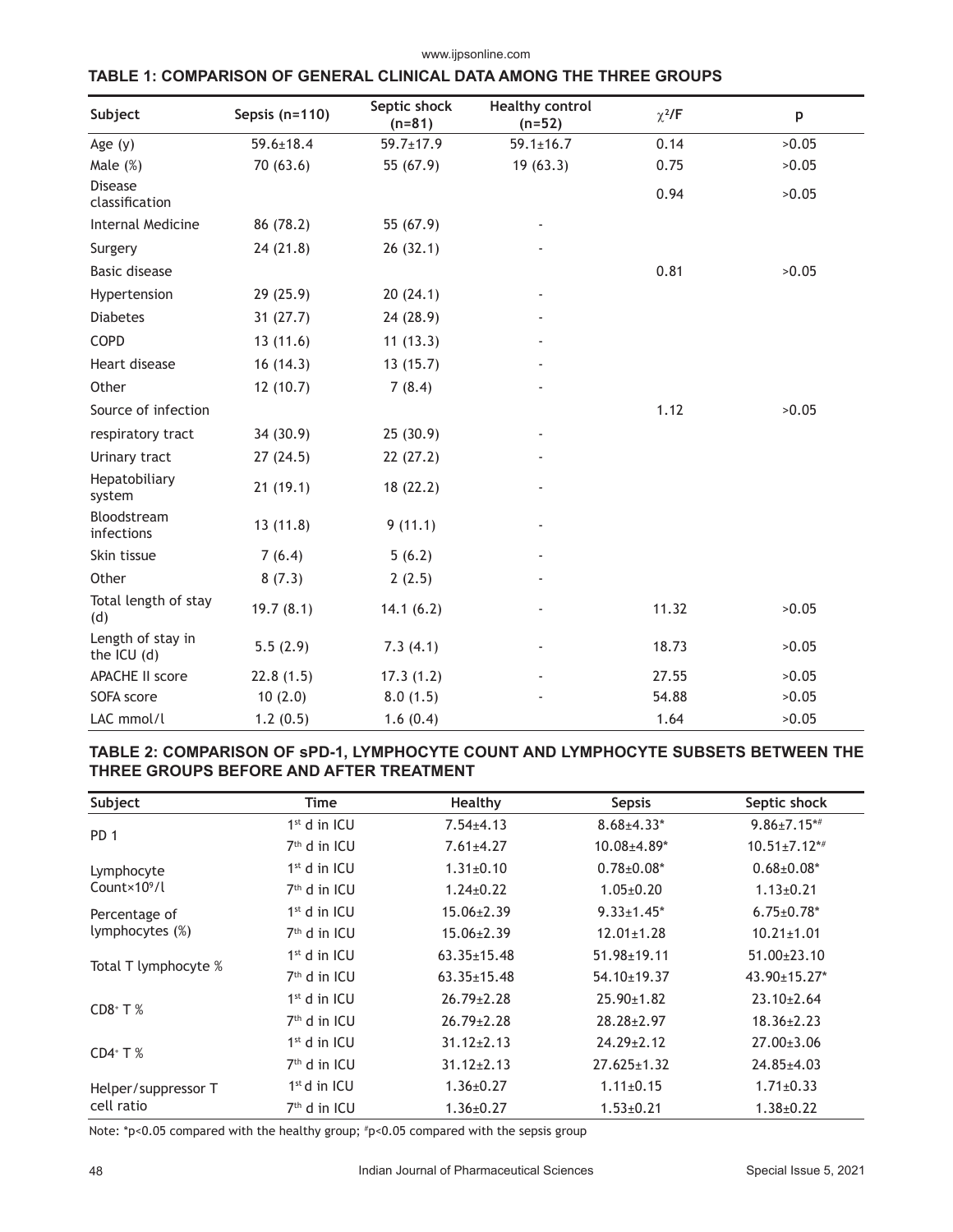**TABLE 1: COMPARISON OF GENERAL CLINICAL DATA AMONG THE THREE GROUPS**

| Subject | Sepsis (n=110) | Septic shock (n=81) | Healthy control (n=52) | $\chi^2$/F | p |
|---|---|---|---|---|---|
| Age (y) | 59.6±18.4 | 59.7±17.9 | 59.1±16.7 | 0.14 | >0.05 |
| Male (%) | 70 (63.6) | 55 (67.9) | 19 (63.3) | 0.75 | >0.05 |
| Disease classification | | | | 0.94 | >0.05 |
| Internal Medicine | 86 (78.2) | 55 (67.9) | - | | |
| Surgery | 24 (21.8) | 26 (32.1) | - | | |
| Basic disease | | | | 0.81 | >0.05 |
| Hypertension | 29 (25.9) | 20 (24.1) | - | | |
| Diabetes | 31 (27.7) | 24 (28.9) | - | | |
| COPD | 13 (11.6) | 11 (13.3) | - | | |
| Heart disease | 16 (14.3) | 13 (15.7) | - | | |
| Other | 12 (10.7) | 7 (8.4) | - | | |
| Source of infection | | | | 1.12 | >0.05 |
| respiratory tract | 34 (30.9) | 25 (30.9) | - | | |
| Urinary tract | 27 (24.5) | 22 (27.2) | - | | |
| Hepatobiliary system | 21 (19.1) | 18 (22.2) | - | | |
| Bloodstream infections | 13 (11.8) | 9 (11.1) | - | | |
| Skin tissue | 7 (6.4) | 5 (6.2) | - | | |
| Other | 8 (7.3) | 2 (2.5) | - | | |
| Total length of stay (d) | 19.7 (8.1) | 14.1 (6.2) | - | 11.32 | >0.05 |
| Length of stay in the ICU (d) | 5.5 (2.9) | 7.3 (4.1) | - | 18.73 | >0.05 |
| APACHE II score | 22.8 (1.5) | 17.3 (1.2) | - | 27.55 | >0.05 |
| SOFA score | 10 (2.0) | 8.0 (1.5) | - | 54.88 | >0.05 |
| LAC mmol/l | 1.2 (0.5) | 1.6 (0.4) | - | 1.64 | >0.05 |

**TABLE 2: COMPARISON OF sPD-1, LYMPHOCYTE COUNT AND LYMPHOCYTE SUBSETS BETWEEN THE THREE GROUPS BEFORE AND AFTER TREATMENT**

| Subject | Time | Healthy | Sepsis | Septic shock |
|---|---|---|---|---|
| PD 1 | 1st d in ICU | 7.54±4.13 | 8.68±4.33* | 9.86±7.15*# |
| | 7th d in ICU | 7.61±4.27 | 10.08±4.89* | 10.51±7.12*# |
| Lymphocyte Count×10⁹/l | 1st d in ICU | 1.31±0.10 | 0.78±0.08* | 0.68±0.08* |
| | 7th d in ICU | 1.24±0.22 | 1.05±0.20 | 1.13±0.21 |
| Percentage of lymphocytes (%) | 1st d in ICU | 15.06±2.39 | 9.33±1.45* | 6.75±0.78* |
| | 7th d in ICU | 15.06±2.39 | 12.01±1.28 | 10.21±1.01 |
| Total T lymphocyte % | 1st d in ICU | 63.35±15.48 | 51.98±19.11 | 51.00±23.10 |
| | 7th d in ICU | 63.35±15.48 | 54.10±19.37 | 43.90±15.27* |
| $CD8^+$ T % | 1st d in ICU | 26.79±2.28 | 25.90±1.82 | 23.10±2.64 |
| | 7th d in ICU | 26.79±2.28 | 28.28±2.97 | 18.36±2.23 |
| $CD4^+$ T % | 1st d in ICU | 31.12±2.13 | 24.29±2.12 | 27.00±3.06 |
| | 7th d in ICU | 31.12±2.13 | 27.625±1.32 | 24.85±4.03 |
| Helper/suppressor T cell ratio | 1st d in ICU | 1.36±0.27 | 1.11±0.15 | 1.71±0.33 |
| | 7th d in ICU | 1.36±0.27 | 1.53±0.21 | 1.38±0.22 |

Note: *$p<0.05$ compared with the healthy group; #$p<0.05$ compared with the sepsis group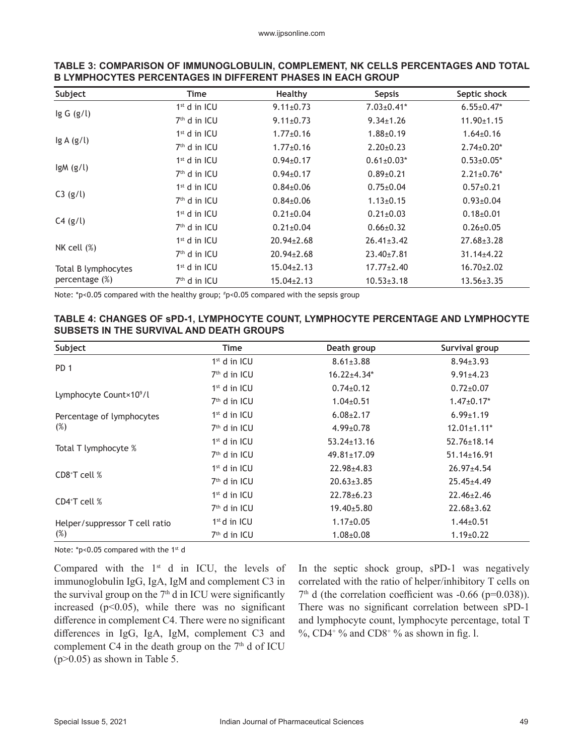**TABLE 3: COMPARISON OF IMMUNOGLOBULIN, COMPLEMENT, NK CELLS PERCENTAGES AND TOTAL B LYMPHOCYTES PERCENTAGES IN DIFFERENT PHASES IN EACH GROUP**

| Subject | Time | Healthy | Sepsis | Septic shock |
|---|---|---|---|---|
| Ig G (g/l) | 1st d in ICU | 9.11±0.73 | 7.03±0.41* | 6.55±0.47* |
| | 7th d in ICU | 9.11±0.73 | 9.34±1.26 | 11.90±1.15 |
| Ig A (g/l) | 1st d in ICU | 1.77±0.16 | 1.88±0.19 | 1.64±0.16 |
| | 7th d in ICU | 1.77±0.16 | 2.20±0.23 | 2.74±0.20* |
| IgM (g/l) | 1st d in ICU | 0.94±0.17 | 0.61±0.03* | 0.53±0.05* |
| | 7th d in ICU | 0.94±0.17 | 0.89±0.21 | 2.21±0.76* |
| C3 (g/l) | 1st d in ICU | 0.84±0.06 | 0.75±0.04 | 0.57±0.21 |
| | 7th d in ICU | 0.84±0.06 | 1.13±0.15 | 0.93±0.04 |
| C4 (g/l) | 1st d in ICU | 0.21±0.04 | 0.21±0.03 | 0.18±0.01 |
| | 7th d in ICU | 0.21±0.04 | 0.66±0.32 | 0.26±0.05 |
| NK cell (%) | 1st d in ICU | 20.94±2.68 | 26.41±3.42 | 27.68±3.28 |
| | 7th d in ICU | 20.94±2.68 | 23.40±7.81 | 31.14±4.22 |
| Total B lymphocytes percentage (%) | 1st d in ICU | 15.04±2.13 | 17.77±2.40 | 16.70±2.02 |
| | 7th d in ICU | 15.04±2.13 | 10.53±3.18 | 13.56±3.35 |

Note: *p<0.05 compared with the healthy group; #p<0.05 compared with the sepsis group

**TABLE 4: CHANGES OF sPD-1, LYMPHOCYTE COUNT, LYMPHOCYTE PERCENTAGE AND LYMPHOCYTE SUBSETS IN THE SURVIVAL AND DEATH GROUPS**

| Subject | Time | Death group | Survival group |
|---|---|---|---|
| PD 1 | 1st d in ICU | 8.61±3.88 | 8.94±3.93 |
| | 7th d in ICU | 16.22±4.34* | 9.91±4.23 |
| Lymphocyte Count×$10^9$/l | 1st d in ICU | 0.74±0.12 | 0.72±0.07 |
| | 7th d in ICU | 1.04±0.51 | 1.47±0.17* |
| Percentage of lymphocytes (%) | 1st d in ICU | 6.08±2.17 | 6.99±1.19 |
| | 7th d in ICU | 4.99±0.78 | 12.01±1.11* |
| Total T lymphocyte % | 1st d in ICU | 53.24±13.16 | 52.76±18.14 |
| | 7th d in ICU | 49.81±17.09 | 51.14±16.91 |
| $CD8^+$T cell % | 1st d in ICU | 22.98±4.83 | 26.97±4.54 |
| | 7th d in ICU | 20.63±3.85 | 25.45±4.49 |
| $CD4^+$T cell % | 1st d in ICU | 22.78±6.23 | 22.46±2.46 |
| | 7th d in ICU | 19.40±5.80 | 22.68±3.62 |
| Helper/suppressor T cell ratio (%) | 1st d in ICU | 1.17±0.05 | 1.44±0.51 |
| | 7th d in ICU | 1.08±0.08 | 1.19±0.22 |

Note: *p<0.05 compared with the 1st d

Compared with the 1st d in ICU, the levels of immunoglobulin IgG, IgA, IgM and complement C3 in the survival group on the 7th d in ICU were significantly increased ($p<0.05$), while there was no significant difference in complement C4. There were no significant differences in IgG, IgA, IgM, complement C3 and complement C4 in the death group on the 7th d of ICU ($p>0.05$) as shown in Table 5.

In the septic shock group, sPD-1 was negatively correlated with the ratio of helper/inhibitory T cells on 7th d (the correlation coefficient was -0.66 ($p=0.038$)). There was no significant correlation between sPD-1 and lymphocyte count, lymphocyte percentage, total T %, $CD4^+$ % and $CD8^+$ % as shown in fig. 1.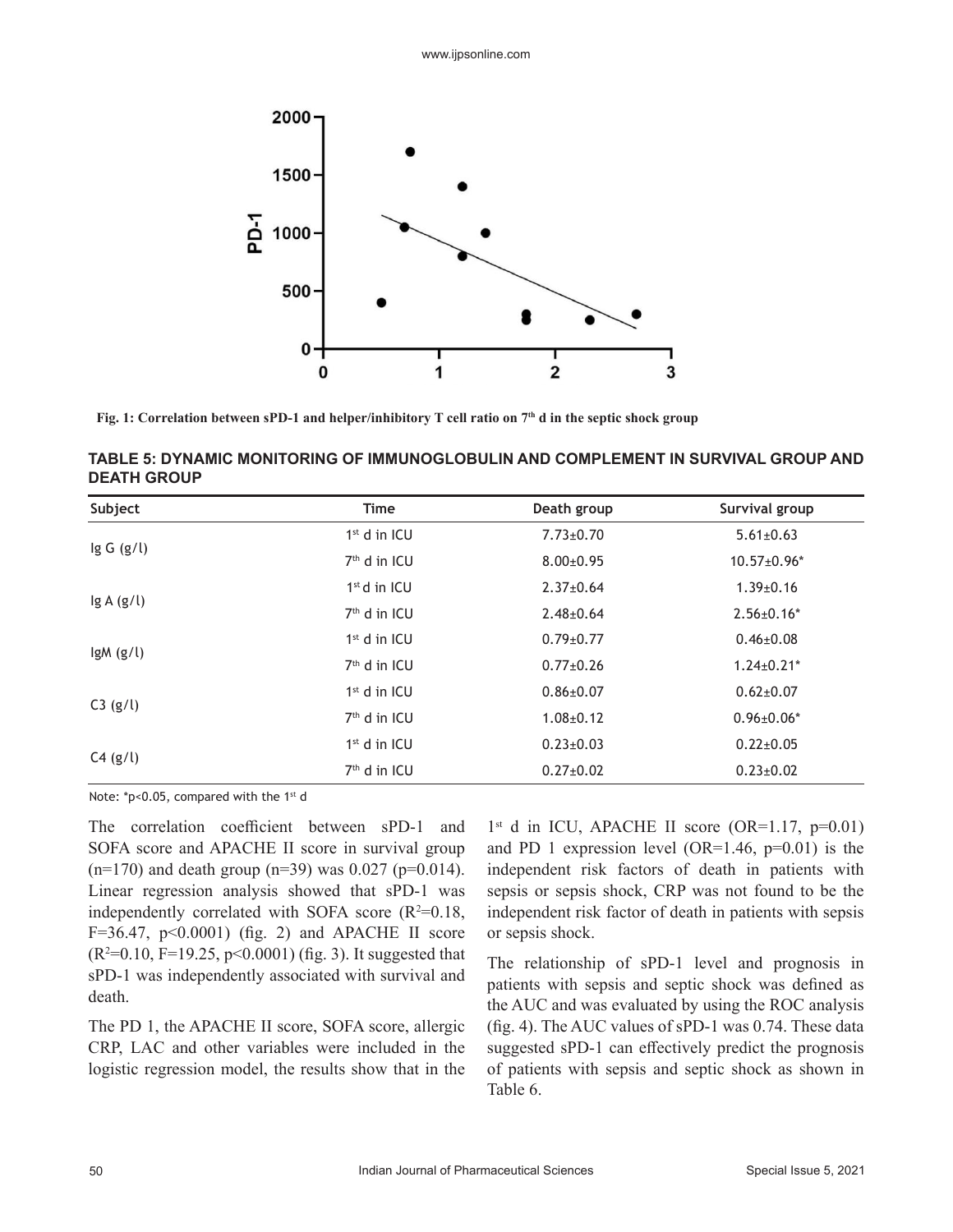Fig. 1: Correlation between sPD-1 and helper/inhibitory T cell ratio on 7th d in the septic shock group

**TABLE 5: DYNAMIC MONITORING OF IMMUNOGLOBULIN AND COMPLEMENT IN SURVIVAL GROUP AND DEATH GROUP**

| Subject | Time | Death group | Survival group |
|---|---|---|---|
| Ig G (g/l) | 1st d in ICU | 7.73±0.70 | 5.61±0.63 |
| | 7th d in ICU | 8.00±0.95 | 10.57±0.96* |
| Ig A (g/l) | 1st d in ICU | 2.37±0.64 | 1.39±0.16 |
| | 7th d in ICU | 2.48±0.64 | 2.56±0.16* |
| IgM (g/l) | 1st d in ICU | 0.79±0.77 | 0.46±0.08 |
| | 7th d in ICU | 0.77±0.26 | 1.24±0.21* |
| C3 (g/l) | 1st d in ICU | 0.86±0.07 | 0.62±0.07 |
| | 7th d in ICU | 1.08±0.12 | 0.96±0.06* |
| C4 (g/l) | 1st d in ICU | 0.23±0.03 | 0.22±0.05 |
| | 7th d in ICU | 0.27±0.02 | 0.23±0.02 |

Note: *p<0.05, compared with the 1st d

The correlation coefficient between sPD-1 and SOFA score and APACHE II score in survival group (n=170) and death group (n=39) was 0.027 (p=0.014). Linear regression analysis showed that sPD-1 was independently correlated with SOFA score ($R^2$=0.18, F=36.47, p<0.0001) (fig. 2) and APACHE II score ($R^2$=0.10, F=19.25, p<0.0001) (fig. 3). It suggested that sPD-1 was independently associated with survival and death.

The PD 1, the APACHE II score, SOFA score, allergic CRP, LAC and other variables were included in the logistic regression model, the results show that in the 1st d in ICU, APACHE II score (OR=1.17, p=0.01) and PD 1 expression level (OR=1.46, p=0.01) is the independent risk factors of death in patients with sepsis or sepsis shock, CRP was not found to be the independent risk factor of death in patients with sepsis or sepsis shock.

The relationship of sPD-1 level and prognosis in patients with sepsis and septic shock was defined as the AUC and was evaluated by using the ROC analysis (fig. 4). The AUC values of sPD-1 was 0.74. These data suggested sPD-1 can effectively predict the prognosis of patients with sepsis and septic shock as shown in Table 6.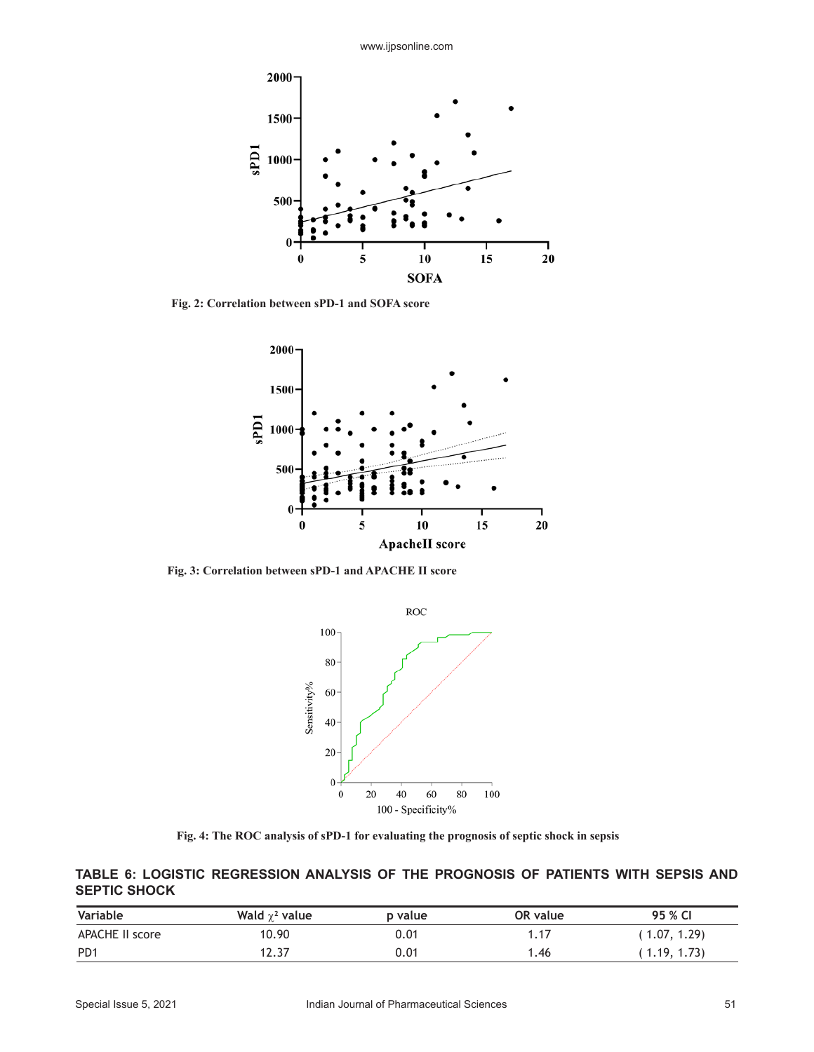Fig. 2: Correlation between sPD-1 and SOFA score

Fig. 3: Correlation between sPD-1 and APACHE II score

Fig. 4: The ROC analysis of sPD-1 for evaluating the prognosis of septic shock in sepsis

**TABLE 6: LOGISTIC REGRESSION ANALYSIS OF THE PROGNOSIS OF PATIENTS WITH SEPSIS AND SEPTIC SHOCK**

| Variable | Wald $\chi^2$ value | p value | OR value | 95 % CI |
|---|---|---|---|---|
| APACHE II score | 10.90 | 0.01 | 1.17 | ( 1.07, 1.29) |
| PD1 | 12.37 | 0.01 | 1.46 | ( 1.19, 1.73) |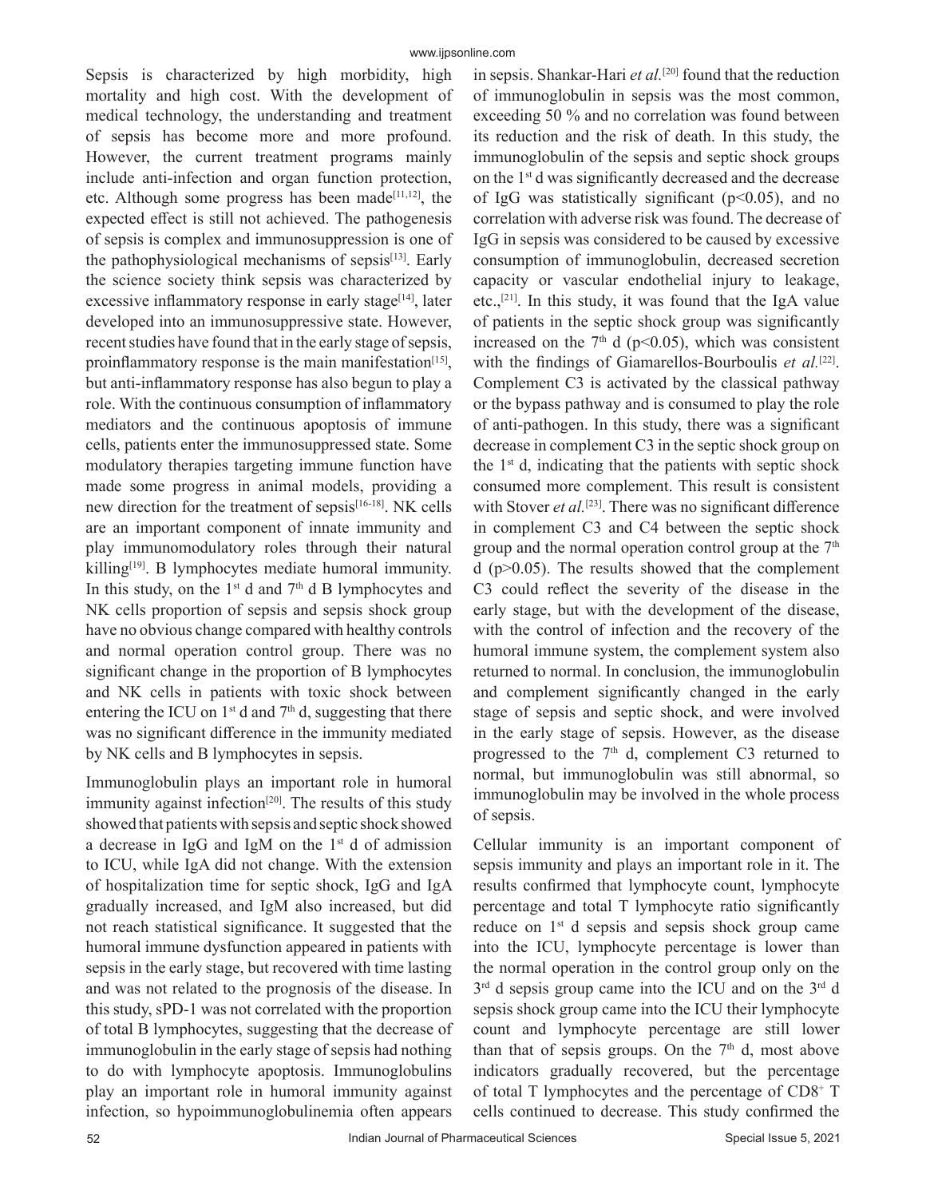Sepsis is characterized by high morbidity, high mortality and high cost. With the development of medical technology, the understanding and treatment of sepsis has become more and more profound. However, the current treatment programs mainly include anti-infection and organ function protection, etc. Although some progress has been made[11,12], the expected effect is still not achieved. The pathogenesis of sepsis is complex and immunosuppression is one of the pathophysiological mechanisms of sepsis[13]. Early the science society think sepsis was characterized by excessive inflammatory response in early stage[14], later developed into an immunosuppressive state. However, recent studies have found that in the early stage of sepsis, proinflammatory response is the main manifestation[15], but anti-inflammatory response has also begun to play a role. With the continuous consumption of inflammatory mediators and the continuous apoptosis of immune cells, patients enter the immunosuppressed state. Some modulatory therapies targeting immune function have made some progress in animal models, providing a new direction for the treatment of sepsis[16-18]. NK cells are an important component of innate immunity and play immunomodulatory roles through their natural killing[19]. B lymphocytes mediate humoral immunity. In this study, on the 1st d and 7th d B lymphocytes and NK cells proportion of sepsis and sepsis shock group have no obvious change compared with healthy controls and normal operation control group. There was no significant change in the proportion of B lymphocytes and NK cells in patients with toxic shock between entering the ICU on 1st d and 7th d, suggesting that there was no significant difference in the immunity mediated by NK cells and B lymphocytes in sepsis.

Immunoglobulin plays an important role in humoral immunity against infection[20]. The results of this study showed that patients with sepsis and septic shock showed a decrease in IgG and IgM on the 1st d of admission to ICU, while IgA did not change. With the extension of hospitalization time for septic shock, IgG and IgA gradually increased, and IgM also increased, but did not reach statistical significance. It suggested that the humoral immune dysfunction appeared in patients with sepsis in the early stage, but recovered with time lasting and was not related to the prognosis of the disease. In this study, sPD-1 was not correlated with the proportion of total B lymphocytes, suggesting that the decrease of immunoglobulin in the early stage of sepsis had nothing to do with lymphocyte apoptosis. Immunoglobulins play an important role in humoral immunity against infection, so hypoimmunoglobulinemia often appears in sepsis. Shankar-Hari *et al.*[20] found that the reduction of immunoglobulin in sepsis was the most common, exceeding 50 % and no correlation was found between its reduction and the risk of death. In this study, the immunoglobulin of the sepsis and septic shock groups on the 1st d was significantly decreased and the decrease of IgG was statistically significant ($p<0.05$), and no correlation with adverse risk was found. The decrease of IgG in sepsis was considered to be caused by excessive consumption of immunoglobulin, decreased secretion capacity or vascular endothelial injury to leakage, etc.,[21]. In this study, it was found that the IgA value of patients in the septic shock group was significantly increased on the 7th d ($p<0.05$), which was consistent with the findings of Giamarellos-Bourboulis *et al.*[22]. Complement C3 is activated by the classical pathway or the bypass pathway and is consumed to play the role of anti-pathogen. In this study, there was a significant decrease in complement C3 in the septic shock group on the 1st d, indicating that the patients with septic shock consumed more complement. This result is consistent with Stover *et al.*[23]. There was no significant difference in complement C3 and C4 between the septic shock group and the normal operation control group at the 7th d ($p>0.05$). The results showed that the complement C3 could reflect the severity of the disease in the early stage, but with the development of the disease, with the control of infection and the recovery of the humoral immune system, the complement system also returned to normal. In conclusion, the immunoglobulin and complement significantly changed in the early stage of sepsis and septic shock, and were involved in the early stage of sepsis. However, as the disease progressed to the 7th d, complement C3 returned to normal, but immunoglobulin was still abnormal, so immunoglobulin may be involved in the whole process of sepsis.

Cellular immunity is an important component of sepsis immunity and plays an important role in it. The results confirmed that lymphocyte count, lymphocyte percentage and total T lymphocyte ratio significantly reduce on 1st d sepsis and sepsis shock group came into the ICU, lymphocyte percentage is lower than the normal operation in the control group only on the 3rd d sepsis group came into the ICU and on the 3rd d sepsis shock group came into the ICU their lymphocyte count and lymphocyte percentage are still lower than that of sepsis groups. On the 7th d, most above indicators gradually recovered, but the percentage of total T lymphocytes and the percentage of $CD8^{+}$ T cells continued to decrease. This study confirmed the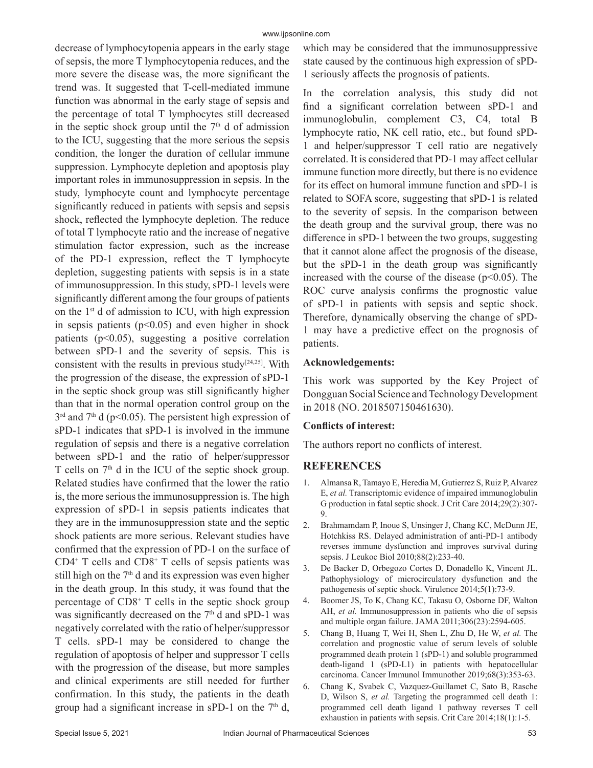decrease of lymphocytopenia appears in the early stage of sepsis, the more T lymphocytopenia reduces, and the more severe the disease was, the more significant the trend was. It suggested that T-cell-mediated immune function was abnormal in the early stage of sepsis and the percentage of total T lymphocytes still decreased in the septic shock group until the 7th d of admission to the ICU, suggesting that the more serious the sepsis condition, the longer the duration of cellular immune suppression. Lymphocyte depletion and apoptosis play important roles in immunosuppression in sepsis. In the study, lymphocyte count and lymphocyte percentage significantly reduced in patients with sepsis and sepsis shock, reflected the lymphocyte depletion. The reduce of total T lymphocyte ratio and the increase of negative stimulation factor expression, such as the increase of the PD-1 expression, reflect the T lymphocyte depletion, suggesting patients with sepsis is in a state of immunosuppression. In this study, sPD-1 levels were significantly different among the four groups of patients on the 1st d of admission to ICU, with high expression in sepsis patients ($p<0.05$) and even higher in shock patients ($p<0.05$), suggesting a positive correlation between sPD-1 and the severity of sepsis. This is consistent with the results in previous study[24,25]. With the progression of the disease, the expression of sPD-1 in the septic shock group was still significantly higher than that in the normal operation control group on the 3rd and 7th d ($p<0.05$). The persistent high expression of sPD-1 indicates that sPD-1 is involved in the immune regulation of sepsis and there is a negative correlation between sPD-1 and the ratio of helper/suppressor T cells on 7th d in the ICU of the septic shock group. Related studies have confirmed that the lower the ratio is, the more serious the immunosuppression is. The high expression of sPD-1 in sepsis patients indicates that they are in the immunosuppression state and the septic shock patients are more serious. Relevant studies have confirmed that the expression of PD-1 on the surface of $CD4^+$ T cells and $CD8^+$ T cells of sepsis patients was still high on the 7th d and its expression was even higher in the death group. In this study, it was found that the percentage of $CD8^+$ T cells in the septic shock group was significantly decreased on the 7th d and sPD-1 was negatively correlated with the ratio of helper/suppressor T cells. sPD-1 may be considered to change the regulation of apoptosis of helper and suppressor T cells with the progression of the disease, but more samples and clinical experiments are still needed for further confirmation. In this study, the patients in the death group had a significant increase in sPD-1 on the 7th d, which may be considered that the immunosuppressive state caused by the continuous high expression of sPD-1 seriously affects the prognosis of patients.

In the correlation analysis, this study did not find a significant correlation between sPD-1 and immunoglobulin, complement C3, C4, total B lymphocyte ratio, NK cell ratio, etc., but found sPD-1 and helper/suppressor T cell ratio are negatively correlated. It is considered that PD-1 may affect cellular immune function more directly, but there is no evidence for its effect on humoral immune function and sPD-1 is related to SOFA score, suggesting that sPD-1 is related to the severity of sepsis. In the comparison between the death group and the survival group, there was no difference in sPD-1 between the two groups, suggesting that it cannot alone affect the prognosis of the disease, but the sPD-1 in the death group was significantly increased with the course of the disease ($p<0.05$). The ROC curve analysis confirms the prognostic value of sPD-1 in patients with sepsis and septic shock. Therefore, dynamically observing the change of sPD-1 may have a predictive effect on the prognosis of patients.

**Acknowledgements:**

This work was supported by the Key Project of Dongguan Social Science and Technology Development in 2018 (NO. 2018507150461630).

**Conflicts of interest:**

The authors report no conflicts of interest.

## REFERENCES

1. Almansa R, Tamayo E, Heredia M, Gutierrez S, Ruiz P, Alvarez E, *et al.* Transcriptomic evidence of impaired immunoglobulin G production in fatal septic shock. J Crit Care 2014;29(2):307-9.
2. Brahmamdam P, Inoue S, Unsinger J, Chang KC, McDunn JE, Hotchkiss RS. Delayed administration of anti-PD-1 antibody reverses immune dysfunction and improves survival during sepsis. J Leukoc Biol 2010;88(2):233-40.
3. De Backer D, Orbegozo Cortes D, Donadello K, Vincent JL. Pathophysiology of microcirculatory dysfunction and the pathogenesis of septic shock. Virulence 2014;5(1):73-9.
4. Boomer JS, To K, Chang KC, Takasu O, Osborne DF, Walton AH, *et al.* Immunosuppression in patients who die of sepsis and multiple organ failure. JAMA 2011;306(23):2594-605.
5. Chang B, Huang T, Wei H, Shen L, Zhu D, He W, *et al.* The correlation and prognostic value of serum levels of soluble programmed death protein 1 (sPD-1) and soluble programmed death-ligand 1 (sPD-L1) in patients with hepatocellular carcinoma. Cancer Immunol Immunother 2019;68(3):353-63.
6. Chang K, Svabek C, Vazquez-Guillamet C, Sato B, Rasche D, Wilson S, *et al.* Targeting the programmed cell death 1: programmed cell death ligand 1 pathway reverses T cell exhaustion in patients with sepsis. Crit Care 2014;18(1):1-5.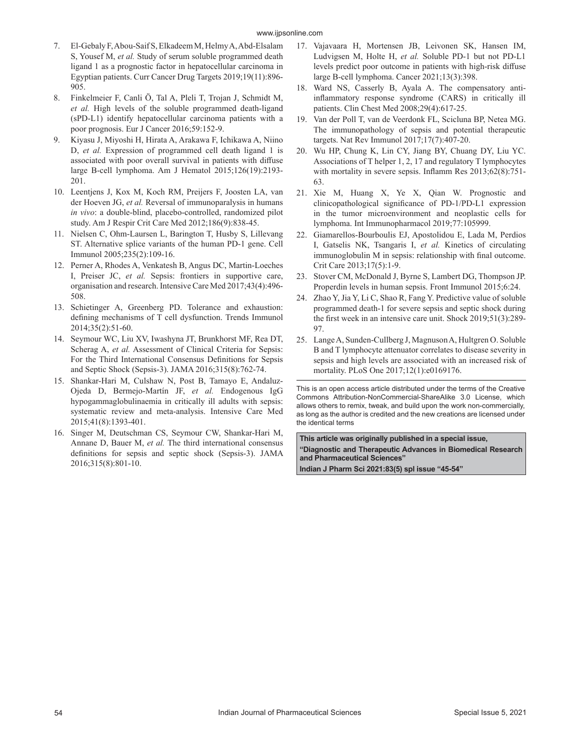7. El-Gebaly F, Abou-Saif S, Elkadeem M, Helmy A, Abd-Elsalam S, Yousef M, *et al.* Study of serum soluble programmed death ligand 1 as a prognostic factor in hepatocellular carcinoma in Egyptian patients. Curr Cancer Drug Targets 2019;19(11):896-905.
8. Finkelmeier F, Canli Ö, Tal A, Pleli T, Trojan J, Schmidt M, *et al.* High levels of the soluble programmed death-ligand (sPD-L1) identify hepatocellular carcinoma patients with a poor prognosis. Eur J Cancer 2016;59:152-9.
9. Kiyasu J, Miyoshi H, Hirata A, Arakawa F, Ichikawa A, Niino D, *et al.* Expression of programmed cell death ligand 1 is associated with poor overall survival in patients with diffuse large B-cell lymphoma. Am J Hematol 2015;126(19):2193-201.
10. Leentjens J, Kox M, Koch RM, Preijers F, Joosten LA, van der Hoeven JG, *et al.* Reversal of immunoparalysis in humans *in vivo*: a double-blind, placebo-controlled, randomized pilot study. Am J Respir Crit Care Med 2012;186(9):838-45.
11. Nielsen C, Ohm-Laursen L, Barington T, Husby S, Lillevang ST. Alternative splice variants of the human PD-1 gene. Cell Immunol 2005;235(2):109-16.
12. Perner A, Rhodes A, Venkatesh B, Angus DC, Martin-Loeches I, Preiser JC, *et al.* Sepsis: frontiers in supportive care, organisation and research. Intensive Care Med 2017;43(4):496-508.
13. Schietinger A, Greenberg PD. Tolerance and exhaustion: defining mechanisms of T cell dysfunction. Trends Immunol 2014;35(2):51-60.
14. Seymour WC, Liu XV, Iwashyna JT, Brunkhorst MF, Rea DT, Scherag A, *et al.* Assessment of Clinical Criteria for Sepsis: For the Third International Consensus Definitions for Sepsis and Septic Shock (Sepsis-3). JAMA 2016;315(8):762-74.
15. Shankar-Hari M, Culshaw N, Post B, Tamayo E, Andaluz-Ojeda D, Bermejo-Martín JF, *et al.* Endogenous IgG hypogammaglobulinaemia in critically ill adults with sepsis: systematic review and meta-analysis. Intensive Care Med 2015;41(8):1393-401.
16. Singer M, Deutschman CS, Seymour CW, Shankar-Hari M, Annane D, Bauer M, *et al.* The third international consensus definitions for sepsis and septic shock (Sepsis-3). JAMA 2016;315(8):801-10.
17. Vajavaara H, Mortensen JB, Leivonen SK, Hansen IM, Ludvigsen M, Holte H, *et al.* Soluble PD-1 but not PD-L1 levels predict poor outcome in patients with high-risk diffuse large B-cell lymphoma. Cancer 2021;13(3):398.
18. Ward NS, Casserly B, Ayala A. The compensatory anti-inflammatory response syndrome (CARS) in critically ill patients. Clin Chest Med 2008;29(4):617-25.
19. Van der Poll T, van de Veerdonk FL, Scicluna BP, Netea MG. The immunopathology of sepsis and potential therapeutic targets. Nat Rev Immunol 2017;17(7):407-20.
20. Wu HP, Chung K, Lin CY, Jiang BY, Chuang DY, Liu YC. Associations of T helper 1, 2, 17 and regulatory T lymphocytes with mortality in severe sepsis. Inflamm Res 2013;62(8):751-63.
21. Xie M, Huang X, Ye X, Qian W. Prognostic and clinicopathological significance of PD-1/PD-L1 expression in the tumor microenvironment and neoplastic cells for lymphoma. Int Immunopharmacol 2019;77:105999.
22. Giamarellos-Bourboulis EJ, Apostolidou E, Lada M, Perdios I, Gatselis NK, Tsangaris I, *et al.* Kinetics of circulating immunoglobulin M in sepsis: relationship with final outcome. Crit Care 2013;17(5):1-9.
23. Stover CM, McDonald J, Byrne S, Lambert DG, Thompson JP. Properdin levels in human sepsis. Front Immunol 2015;6:24.
24. Zhao Y, Jia Y, Li C, Shao R, Fang Y. Predictive value of soluble programmed death-1 for severe sepsis and septic shock during the first week in an intensive care unit. Shock 2019;51(3):289-97.
25. Lange A, Sunden-Cullberg J, Magnuson A, Hultgren O. Soluble B and T lymphocyte attenuator correlates to disease severity in sepsis and high levels are associated with an increased risk of mortality. PLoS One 2017;12(1):e0169176.

This is an open access article distributed under the terms of the Creative Commons Attribution-NonCommercial-ShareAlike 3.0 License, which allows others to remix, tweak, and build upon the work non-commercially, as long as the author is credited and the new creations are licensed under the identical terms

**This article was originally published in a special issue, "Diagnostic and Therapeutic Advances in Biomedical Research and Pharmaceutical Sciences"**
**Indian J Pharm Sci 2021:83(5) spl issue "45-54"**